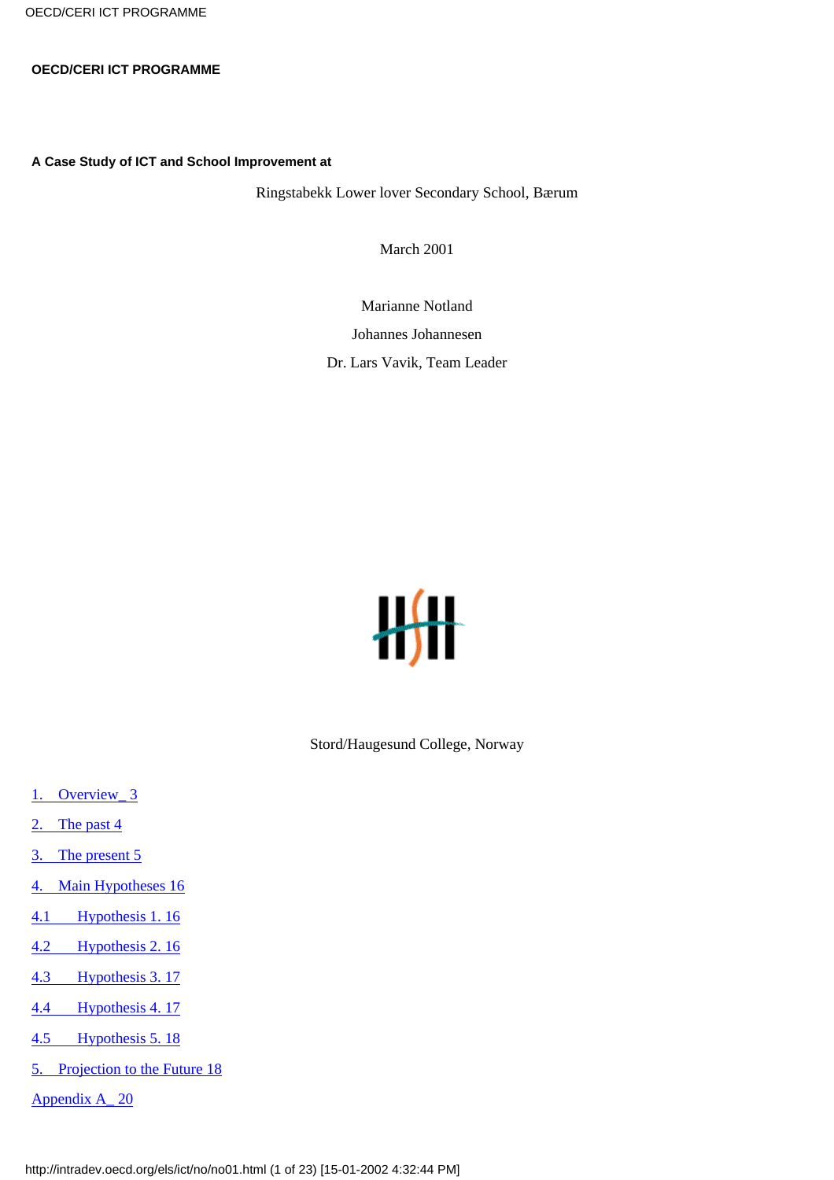**OECD/CERI ICT PROGRAMME**

**A Case Study of ICT and School Improvement at**

Ringstabekk Lower lover Secondary School, Bærum

March 2001

Marianne Notland

Johannes Johannesen

Dr. Lars Vavik, Team Leader

Stord/Haugesund College, Norway

1. Overview_ 3
2. The past 4
3. The present 5
4. Main Hypotheses 16

4.1 Hypothesis 1. 16

4.2 Hypothesis 2. 16

4.3 Hypothesis 3. 17

4.4 Hypothesis 4. 17

4.5 Hypothesis 5. 18

5. Projection to the Future 18

Appendix A_ 20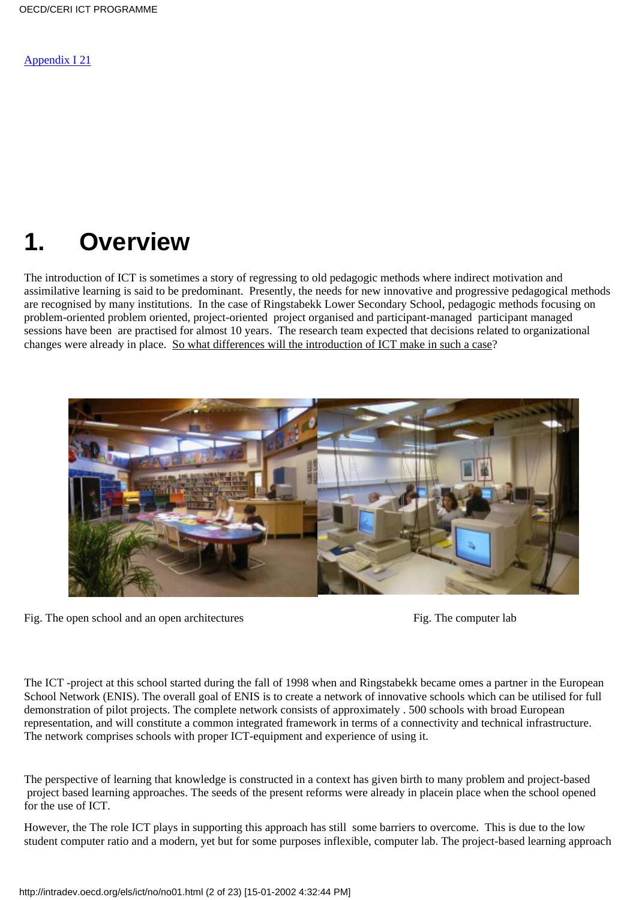Appendix I 21

# 1. Overview

The introduction of ICT is sometimes a story of regressing to old pedagogic methods where indirect motivation and assimilative learning is said to be predominant. Presently, the needs for new innovative and progressive pedagogical methods are recognised by many institutions. In the case of Ringstabekk Lower Secondary School, pedagogic methods focusing on problem-oriented problem oriented, project-oriented project organised and participant-managed participant managed sessions have been are practised for almost 10 years. The research team expected that decisions related to organizational changes were already in place. So what differences will the introduction of ICT make in such a case?

Fig. The open school and an open architectures

Fig. The computer lab

The ICT -project at this school started during the fall of 1998 when and Ringstabekk became omes a partner in the European School Network (ENIS). The overall goal of ENIS is to create a network of innovative schools which can be utilised for full demonstration of pilot projects. The complete network consists of approximately . 500 schools with broad European representation, and will constitute a common integrated framework in terms of a connectivity and technical infrastructure. The network comprises schools with proper ICT-equipment and experience of using it.

The perspective of learning that knowledge is constructed in a context has given birth to many problem and project-based project based learning approaches. The seeds of the present reforms were already in placein place when the school opened for the use of ICT.

However, the The role ICT plays in supporting this approach has still some barriers to overcome. This is due to the low student computer ratio and a modern, yet but for some purposes inflexible, computer lab. The project-based learning approach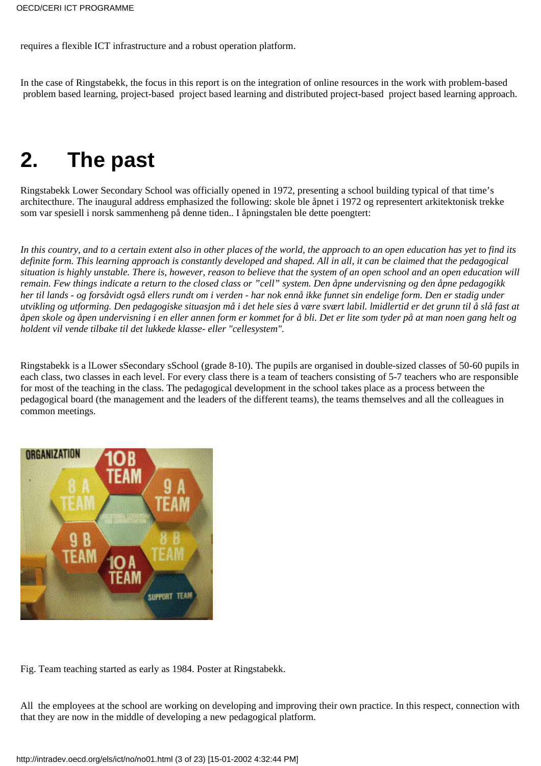requires a flexible ICT infrastructure and a robust operation platform.

In the case of Ringstabekk, the focus in this report is on the integration of online resources in the work with problem-based  problem based learning, project-based  project based learning and distributed project-based  project based learning approach.

# 2. The past

Ringstabekk Lower Secondary School was officially opened in 1972, presenting a school building typical of that time's architecthure. The inaugural address emphasized the following: skole ble åpnet i 1972 og representert arkitektonisk trekke som var spesiell i norsk sammenheng på denne tiden.. I åpningstalen ble dette poengtert:

*In this country, and to a certain extent also in other places of the world, the approach to an open education has yet to find its definite form. This learning approach is constantly developed and shaped. All in all, it can be claimed that the pedagogical situation is highly unstable. There is, however, reason to believe that the system of an open school and an open education will remain. Few things indicate a return to the closed class or "cell" system. Den åpne undervisning og den åpne pedagogikk her til lands - og forsåvidt også ellers rundt om i verden - har nok ennå ikke funnet sin endelige form. Den er stadig under utvikling og utforming. Den pedagogiske situasjon må i det hele sies å være svært labil. Imidlertid er det grunn til å slå fast at åpen skole og åpen undervisning i en eller annen form er kommet for å bli. Det er lite som tyder på at man noen gang helt og holdent vil vende tilbake til det lukkede klasse- eller "cellesystem".*

Ringstabekk is a lLower sSecondary sSchool (grade 8-10). The pupils are organised in double-sized classes of 50-60 pupils in each class, two classes in each level. For every class there is a team of teachers consisting of 5-7 teachers who are responsible for most of the teaching in the class. The pedagogical development in the school takes place as a process between the pedagogical board (the management and the leaders of the different teams), the teams themselves and all the colleagues in common meetings.

Fig. Team teaching started as early as 1984. Poster at Ringstabekk.

All  the employees at the school are working on developing and improving their own practice. In this respect, connection with that they are now in the middle of developing a new pedagogical platform.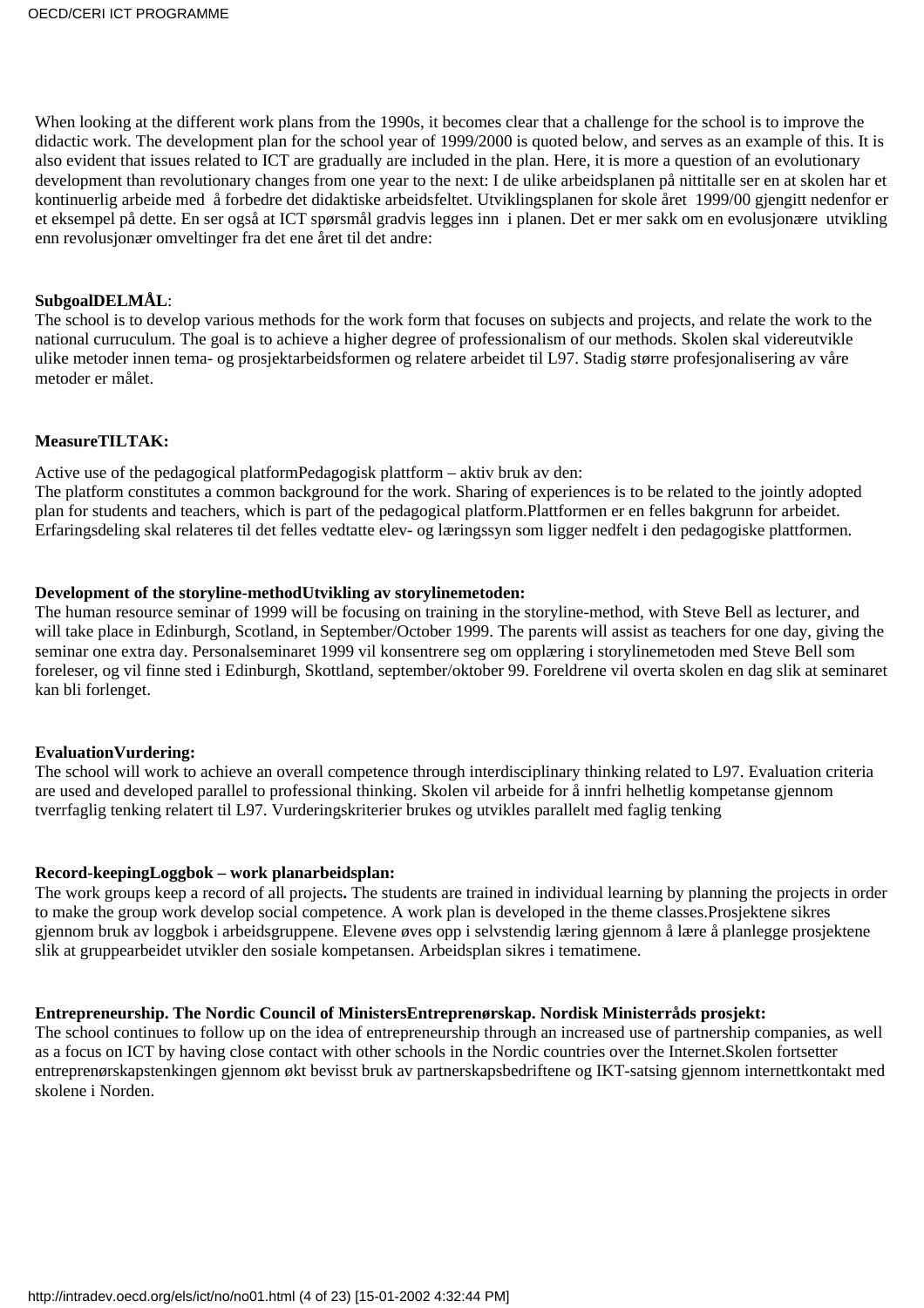When looking at the different work plans from the 1990s, it becomes clear that a challenge for the school is to improve the didactic work. The development plan for the school year of 1999/2000 is quoted below, and serves as an example of this. It is also evident that issues related to ICT are gradually are included in the plan. Here, it is more a question of an evolutionary development than revolutionary changes from one year to the next: I de ulike arbeidsplanen på nittitalle ser en at skolen har et kontinuerlig arbeide med  å forbedre det didaktiske arbeidsfeltet. Utviklingsplanen for skole året  1999/00 gjengitt nedenfor er et eksempel på dette. En ser også at ICT spørsmål gradvis legges inn  i planen. Det er mer sakk om en evolusjonære  utvikling enn revolusjonær omveltinger fra det ene året til det andre:

**SubgoalDELMÅL**:
The school is to develop various methods for the work form that focuses on subjects and projects, and relate the work to the national curruculum. The goal is to achieve a higher degree of professionalism of our methods. Skolen skal videreutvikle ulike metoder innen tema- og prosjektarbeidsformen og relatere arbeidet til L97. Stadig større profesjonalisering av våre metoder er målet.

**MeasureTILTAK:**

Active use of the pedagogical platformPedagogisk plattform – aktiv bruk av den:
The platform constitutes a common background for the work. Sharing of experiences is to be related to the jointly adopted plan for students and teachers, which is part of the pedagogical platform.Plattformen er en felles bakgrunn for arbeidet. Erfaringsdeling skal relateres til det felles vedtatte elev- og læringssyn som ligger nedfelt i den pedagogiske plattformen.

**Development of the storyline-methodUtvikling av storylinemetoden:**
The human resource seminar of 1999 will be focusing on training in the storyline-method, with Steve Bell as lecturer, and will take place in Edinburgh, Scotland, in September/October 1999. The parents will assist as teachers for one day, giving the seminar one extra day. Personalseminaret 1999 vil konsentrere seg om opplæring i storylinemetoden med Steve Bell som foreleser, og vil finne sted i Edinburgh, Skottland, september/oktober 99. Foreldrene vil overta skolen en dag slik at seminaret kan bli forlenget.

**EvaluationVurdering:**
The school will work to achieve an overall competence through interdisciplinary thinking related to L97. Evaluation criteria are used and developed parallel to professional thinking. Skolen vil arbeide for å innfri helhetlig kompetanse gjennom tverrfaglig tenking relatert til L97. Vurderingskriterier brukes og utvikles parallelt med faglig tenking

**Record-keepingLoggbok – work planarbeidsplan:**
The work groups keep a record of all projects**.** The students are trained in individual learning by planning the projects in order to make the group work develop social competence. A work plan is developed in the theme classes.Prosjektene sikres gjennom bruk av loggbok i arbeidsgruppene. Elevene øves opp i selvstendig læring gjennom å lære å planlegge prosjektene slik at gruppearbeidet utvikler den sosiale kompetansen. Arbeidsplan sikres i tematimene.

**Entrepreneurship. The Nordic Council of MinistersEntreprenørskap. Nordisk Ministerråds prosjekt:**
The school continues to follow up on the idea of entrepreneurship through an increased use of partnership companies, as well as a focus on ICT by having close contact with other schools in the Nordic countries over the Internet.Skolen fortsetter entreprenørskapstenkingen gjennom økt bevisst bruk av partnerskapsbedriftene og IKT-satsing gjennom internettkontakt med skolene i Norden.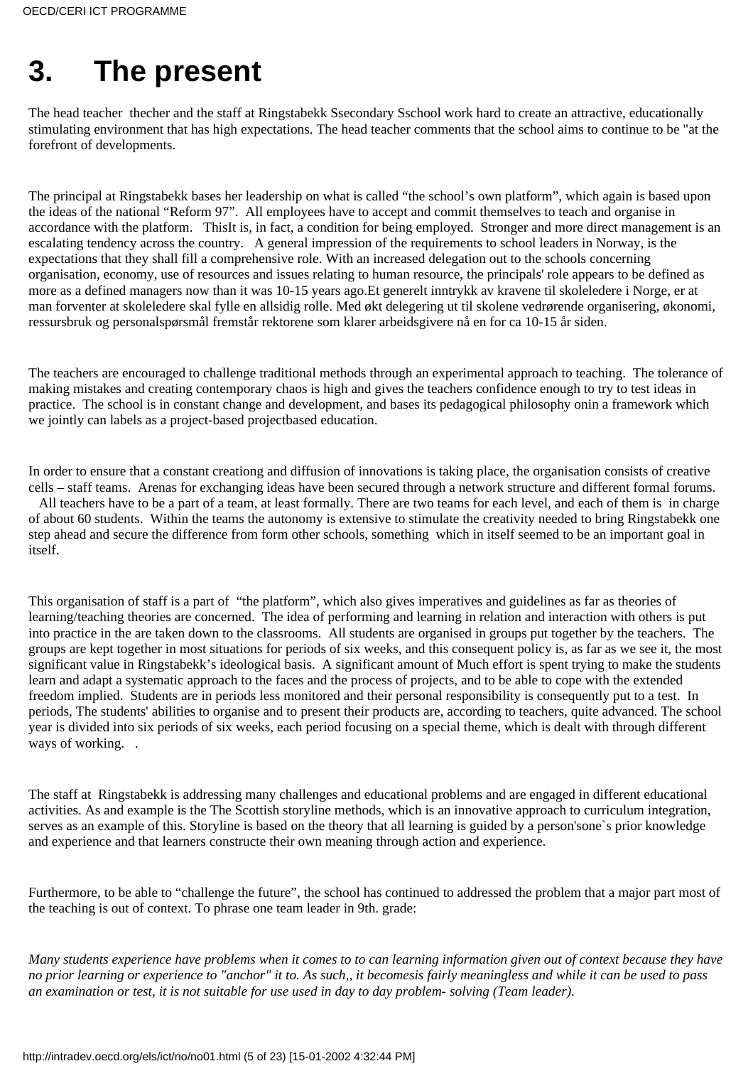# 3. The present

The head teacher thecher and the staff at Ringstabekk Ssecondary Sschool work hard to create an attractive, educationally stimulating environment that has high expectations. The head teacher comments that the school aims to continue to be "at the forefront of developments.

The principal at Ringstabekk bases her leadership on what is called "the school's own platform", which again is based upon the ideas of the national "Reform 97". All employees have to accept and commit themselves to teach and organise in accordance with the platform. ThisIt is, in fact, a condition for being employed. Stronger and more direct management is an escalating tendency across the country. A general impression of the requirements to school leaders in Norway, is the expectations that they shall fill a comprehensive role. With an increased delegation out to the schools concerning organisation, economy, use of resources and issues relating to human resource, the principals' role appears to be defined as more as a defined managers now than it was 10-15 years ago.Et generelt inntrykk av kravene til skoleledere i Norge, er at man forventer at skoleledere skal fylle en allsidig rolle. Med økt delegering ut til skolene vedrørende organisering, økonomi, ressursbruk og personalspørsmål fremstår rektorene som klarer arbeidsgivere nå en for ca 10-15 år siden.

The teachers are encouraged to challenge traditional methods through an experimental approach to teaching. The tolerance of making mistakes and creating contemporary chaos is high and gives the teachers confidence enough to try to test ideas in practice. The school is in constant change and development, and bases its pedagogical philosophy onin a framework which we jointly can labels as a project-based projectbased education.

In order to ensure that a constant creationg and diffusion of innovations is taking place, the organisation consists of creative cells – staff teams. Arenas for exchanging ideas have been secured through a network structure and different formal forums. All teachers have to be a part of a team, at least formally. There are two teams for each level, and each of them is in charge of about 60 students. Within the teams the autonomy is extensive to stimulate the creativity needed to bring Ringstabekk one step ahead and secure the difference from form other schools, something which in itself seemed to be an important goal in itself.

This organisation of staff is a part of "the platform", which also gives imperatives and guidelines as far as theories of learning/teaching theories are concerned. The idea of performing and learning in relation and interaction with others is put into practice in the are taken down to the classrooms. All students are organised in groups put together by the teachers. The groups are kept together in most situations for periods of six weeks, and this consequent policy is, as far as we see it, the most significant value in Ringstabekk's ideological basis. A significant amount of Much effort is spent trying to make the students learn and adapt a systematic approach to the faces and the process of projects, and to be able to cope with the extended freedom implied. Students are in periods less monitored and their personal responsibility is consequently put to a test. In periods, The students' abilities to organise and to present their products are, according to teachers, quite advanced. The school year is divided into six periods of six weeks, each period focusing on a special theme, which is dealt with through different ways of working. .

The staff at Ringstabekk is addressing many challenges and educational problems and are engaged in different educational activities. As and example is the The Scottish storyline methods, which is an innovative approach to curriculum integration, serves as an example of this. Storyline is based on the theory that all learning is guided by a person'sone`s prior knowledge and experience and that learners constructe their own meaning through action and experience.

Furthermore, to be able to "challenge the future", the school has continued to addressed the problem that a major part most of the teaching is out of context. To phrase one team leader in 9th. grade:

*Many students experience have problems when it comes to to can learning information given out of context because they have no prior learning or experience to "anchor" it to. As such,, it becomesis fairly meaningless and while it can be used to pass an examination or test, it is not suitable for use used in day to day problem- solving (Team leader).*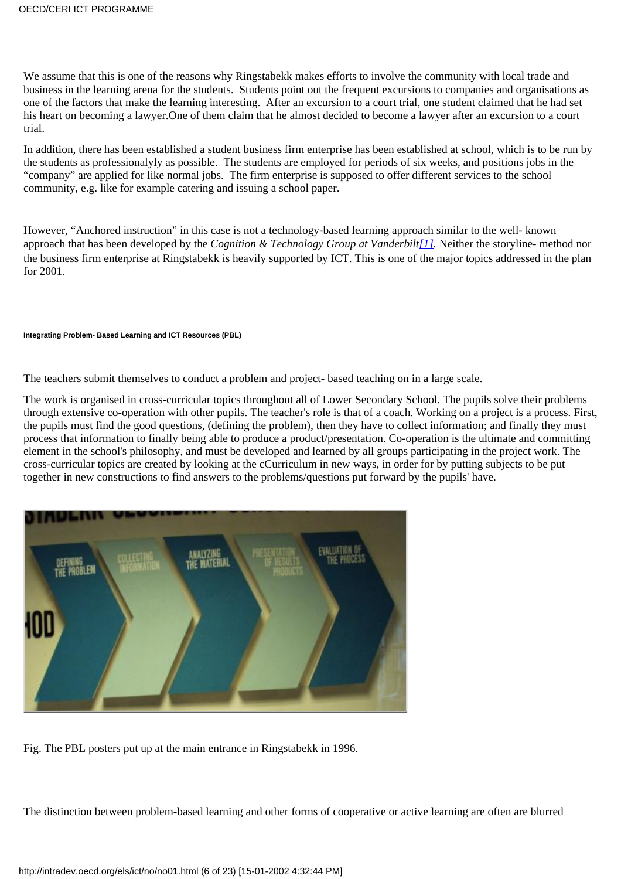We assume that this is one of the reasons why Ringstabekk makes efforts to involve the community with local trade and business in the learning arena for the students. Students point out the frequent excursions to companies and organisations as one of the factors that make the learning interesting. After an excursion to a court trial, one student claimed that he had set his heart on becoming a lawyer.One of them claim that he almost decided to become a lawyer after an excursion to a court trial.

In addition, there has been established a student business firm enterprise has been established at school, which is to be run by the students as professionalyly as possible. The students are employed for periods of six weeks, and positions jobs in the "company" are applied for like normal jobs. The firm enterprise is supposed to offer different services to the school community, e.g. like for example catering and issuing a school paper.

However, "Anchored instruction" in this case is not a technology-based learning approach similar to the well- known approach that has been developed by the *Cognition & Technology Group at Vanderbilt*[1]. Neither the storyline- method nor the business firm enterprise at Ringstabekk is heavily supported by ICT. This is one of the major topics addressed in the plan for 2001.

#### Integrating Problem- Based Learning and ICT Resources (PBL)

The teachers submit themselves to conduct a problem and project- based teaching on in a large scale.

The work is organised in cross-curricular topics throughout all of Lower Secondary School. The pupils solve their problems through extensive co-operation with other pupils. The teacher's role is that of a coach. Working on a project is a process. First, the pupils must find the good questions, (defining the problem), then they have to collect information; and finally they must process that information to finally being able to produce a product/presentation. Co-operation is the ultimate and committing element in the school's philosophy, and must be developed and learned by all groups participating in the project work. The cross-curricular topics are created by looking at the cCurriculum in new ways, in order for by putting subjects to be put together in new constructions to find answers to the problems/questions put forward by the pupils' have.

Fig. The PBL posters put up at the main entrance in Ringstabekk in 1996.

The distinction between problem-based learning and other forms of cooperative or active learning are often are blurred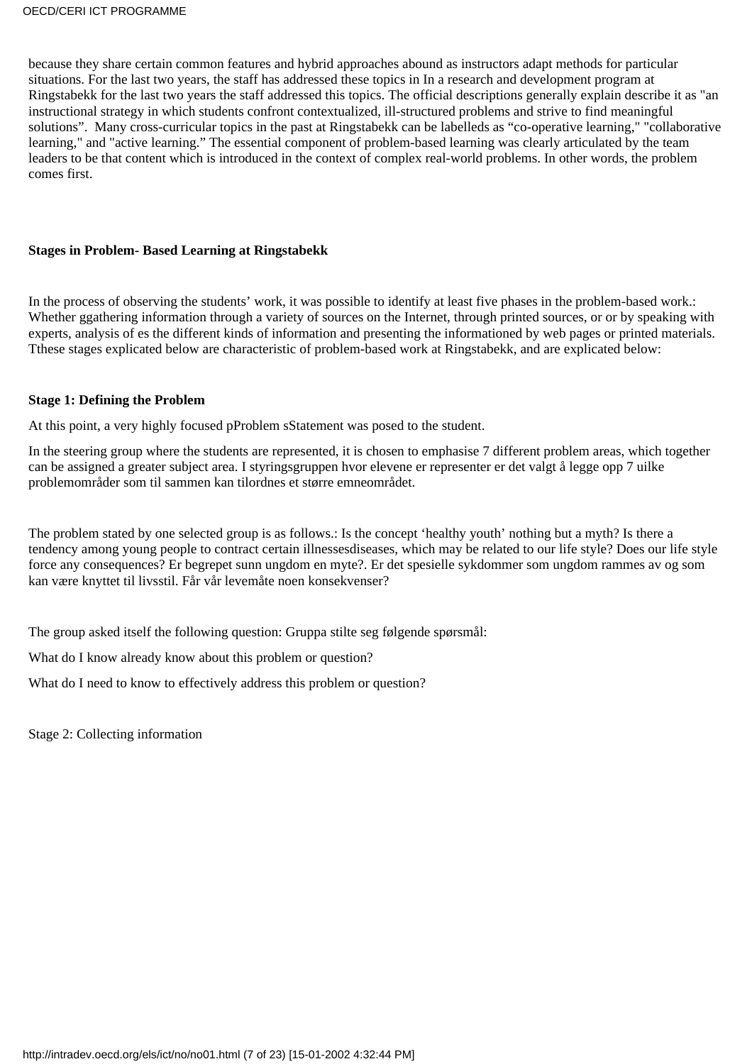because they share certain common features and hybrid approaches abound as instructors adapt methods for particular situations. For the last two years, the staff has addressed these topics in In a research and development program at Ringstabekk for the last two years the staff addressed this topics. The official descriptions generally explain describe it as "an instructional strategy in which students confront contextualized, ill-structured problems and strive to find meaningful solutions". Many cross-curricular topics in the past at Ringstabekk can be labelleds as "co-operative learning," "collaborative learning," and "active learning." The essential component of problem-based learning was clearly articulated by the team leaders to be that content which is introduced in the context of complex real-world problems. In other words, the problem comes first.

**Stages in Problem- Based Learning at Ringstabekk**

In the process of observing the students' work, it was possible to identify at least five phases in the problem-based work.: Whether ggathering information through a variety of sources on the Internet, through printed sources, or or by speaking with experts, analysis of es the different kinds of information and presenting the informationed by web pages or printed materials. Tthese stages explicated below are characteristic of problem-based work at Ringstabekk, and are explicated below:

**Stage 1: Defining the Problem**

At this point, a very highly focused pProblem sStatement was posed to the student.

In the steering group where the students are represented, it is chosen to emphasise 7 different problem areas, which together can be assigned a greater subject area. I styringsgruppen hvor elevene er representer er det valgt å legge opp 7 uilke problemområder som til sammen kan tilordnes et større emneområdet.

The problem stated by one selected group is as follows.: Is the concept 'healthy youth' nothing but a myth? Is there a tendency among young people to contract certain illnessesdiseases, which may be related to our life style? Does our life style force any consequences? Er begrepet sunn ungdom en myte?. Er det spesielle sykdommer som ungdom rammes av og som kan være knyttet til livsstil. Får vår levemåte noen konsekvenser?

The group asked itself the following question: Gruppa stilte seg følgende spørsmål:

What do I know already know about this problem or question?

What do I need to know to effectively address this problem or question?

Stage 2: Collecting information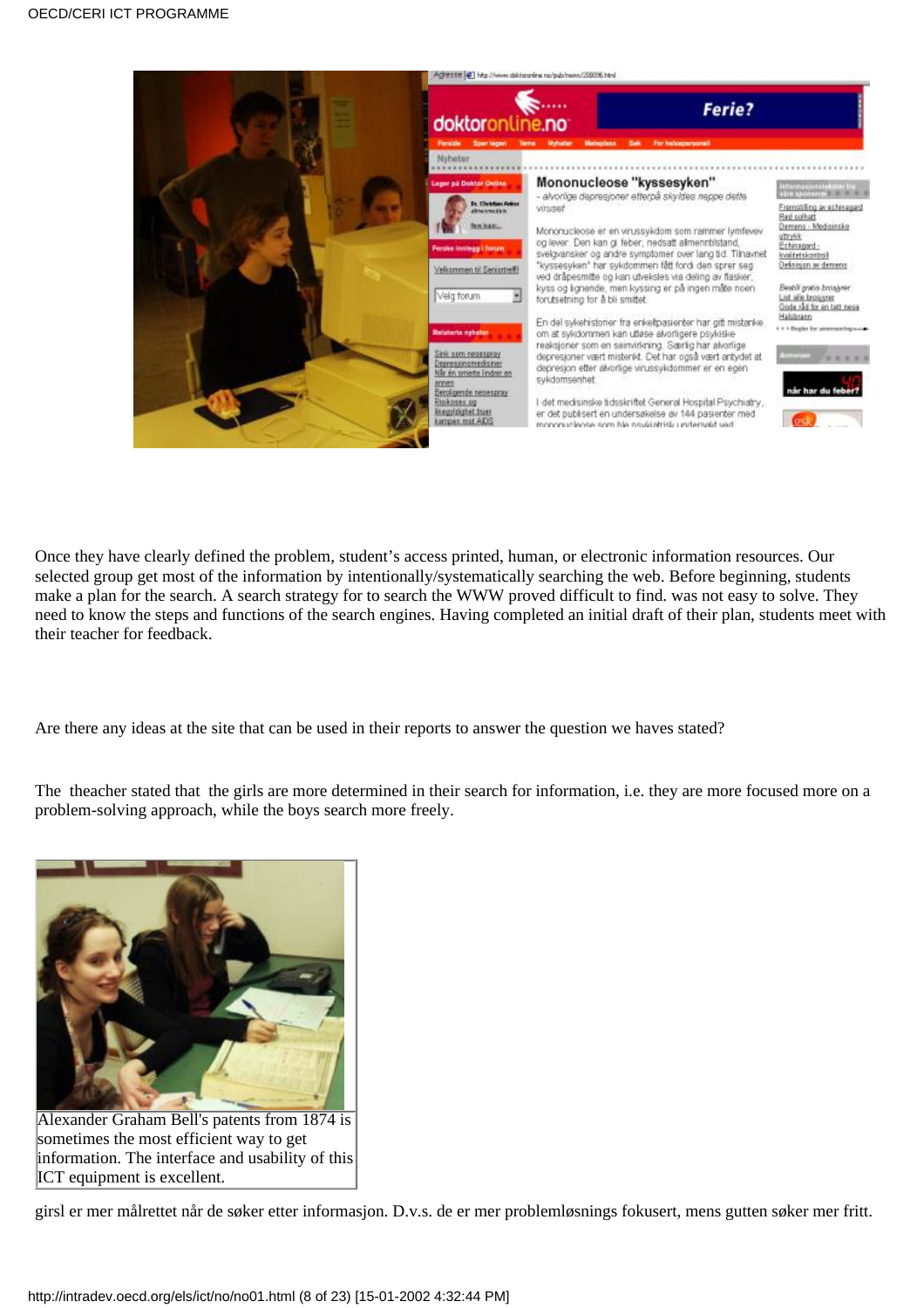Once they have clearly defined the problem, student’s access printed, human, or electronic information resources. Our selected group get most of the information by intentionally/systematically searching the web. Before beginning, students make a plan for the search. A search strategy for to search the WWW proved difficult to find. was not easy to solve. They need to know the steps and functions of the search engines. Having completed an initial draft of their plan, students meet with their teacher for feedback.

Are there any ideas at the site that can be used in their reports to answer the question we haves stated?

The theacher stated that the girls are more determined in their search for information, i.e. they are more focused more on a problem-solving approach, while the boys search more freely.

Alexander Graham Bell's patents from 1874 is sometimes the most efficient way to get information. The interface and usability of this ICT equipment is excellent.

girsl er mer målrettet når de søker etter informasjon. D.v.s. de er mer problemløsnings fokusert, mens gutten søker mer fritt.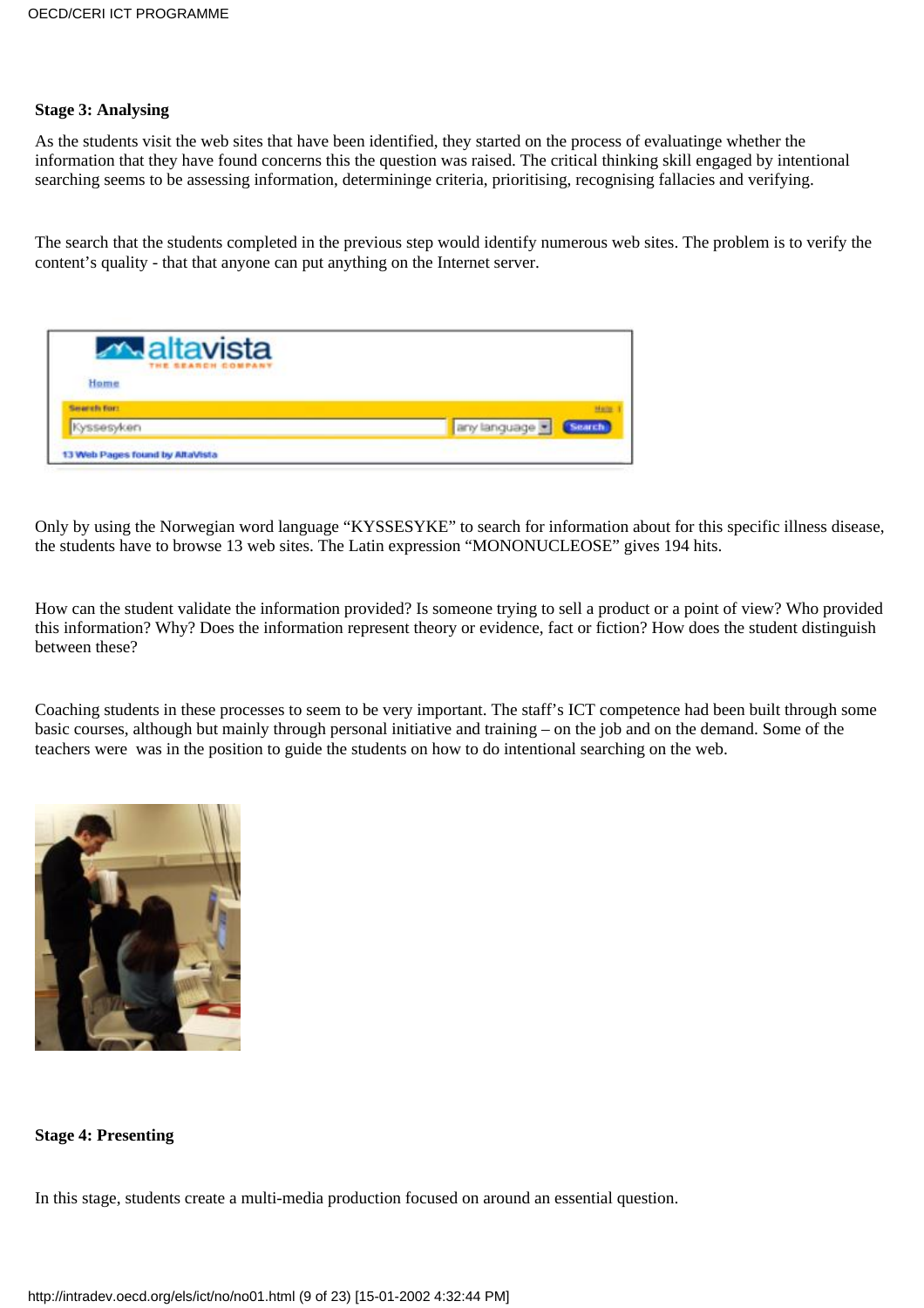**Stage 3: Analysing**

As the students visit the web sites that have been identified, they started on the process of evaluatinge whether the information that they have found concerns this the question was raised. The critical thinking skill engaged by intentional searching seems to be assessing information, determininge criteria, prioritising, recognising fallacies and verifying.

The search that the students completed in the previous step would identify numerous web sites. The problem is to verify the content's quality - that that anyone can put anything on the Internet server.

Only by using the Norwegian word language "KYSSESYKE" to search for information about for this specific illness disease, the students have to browse 13 web sites. The Latin expression "MONONUCLEOSE" gives 194 hits.

How can the student validate the information provided? Is someone trying to sell a product or a point of view? Who provided this information? Why? Does the information represent theory or evidence, fact or fiction? How does the student distinguish between these?

Coaching students in these processes to seem to be very important. The staff's ICT competence had been built through some basic courses, although but mainly through personal initiative and training – on the job and on the demand. Some of the teachers were was in the position to guide the students on how to do intentional searching on the web.

**Stage 4: Presenting**

In this stage, students create a multi-media production focused on around an essential question.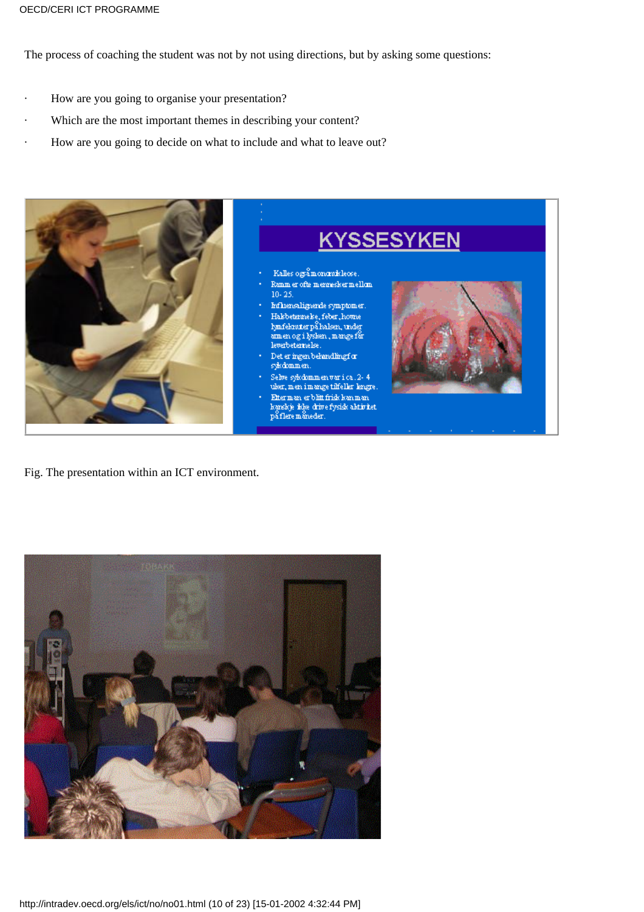The process of coaching the student was not by not using directions, but by asking some questions:

- How are you going to organise your presentation?
- Which are the most important themes in describing your content?
- How are you going to decide on what to include and what to leave out?

Fig. The presentation within an ICT environment.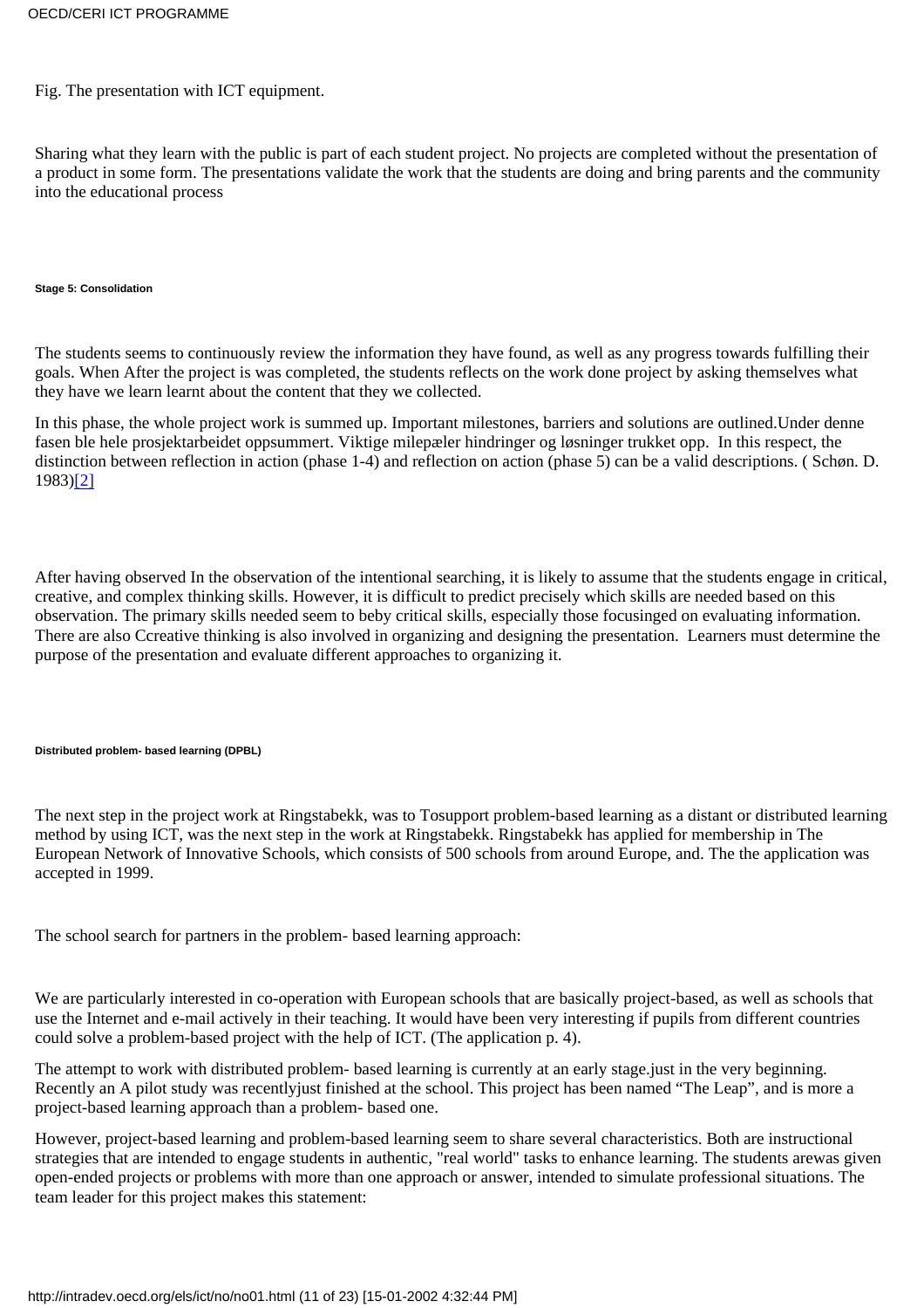Fig. The presentation with ICT equipment.

Sharing what they learn with the public is part of each student project. No projects are completed without the presentation of a product in some form. The presentations validate the work that the students are doing and bring parents and the community into the educational process

##### Stage 5: Consolidation

The students seems to continuously review the information they have found, as well as any progress towards fulfilling their goals. When After the project is was completed, the students reflects on the work done project by asking themselves what they have we learn learnt about the content that they we collected.

In this phase, the whole project work is summed up. Important milestones, barriers and solutions are outlined.Under denne fasen ble hele prosjektarbeidet oppsummert. Viktige milepæler hindringer og løsninger trukket opp. In this respect, the distinction between reflection in action (phase 1-4) and reflection on action (phase 5) can be a valid descriptions. ( Schøn. D. 1983)[2]

After having observed In the observation of the intentional searching, it is likely to assume that the students engage in critical, creative, and complex thinking skills. However, it is difficult to predict precisely which skills are needed based on this observation. The primary skills needed seem to beby critical skills, especially those focusinged on evaluating information. There are also Ccreative thinking is also involved in organizing and designing the presentation. Learners must determine the purpose of the presentation and evaluate different approaches to organizing it.

##### Distributed problem- based learning (DPBL)

The next step in the project work at Ringstabekk, was to Tosupport problem-based learning as a distant or distributed learning method by using ICT, was the next step in the work at Ringstabekk. Ringstabekk has applied for membership in The European Network of Innovative Schools, which consists of 500 schools from around Europe, and. The the application was accepted in 1999.

The school search for partners in the problem- based learning approach:

We are particularly interested in co-operation with European schools that are basically project-based, as well as schools that use the Internet and e-mail actively in their teaching. It would have been very interesting if pupils from different countries could solve a problem-based project with the help of ICT. (The application p. 4).

The attempt to work with distributed problem- based learning is currently at an early stage.just in the very beginning. Recently an A pilot study was recentlyjust finished at the school. This project has been named "The Leap", and is more a project-based learning approach than a problem- based one.

However, project-based learning and problem-based learning seem to share several characteristics. Both are instructional strategies that are intended to engage students in authentic, "real world" tasks to enhance learning. The students arewas given open-ended projects or problems with more than one approach or answer, intended to simulate professional situations. The team leader for this project makes this statement: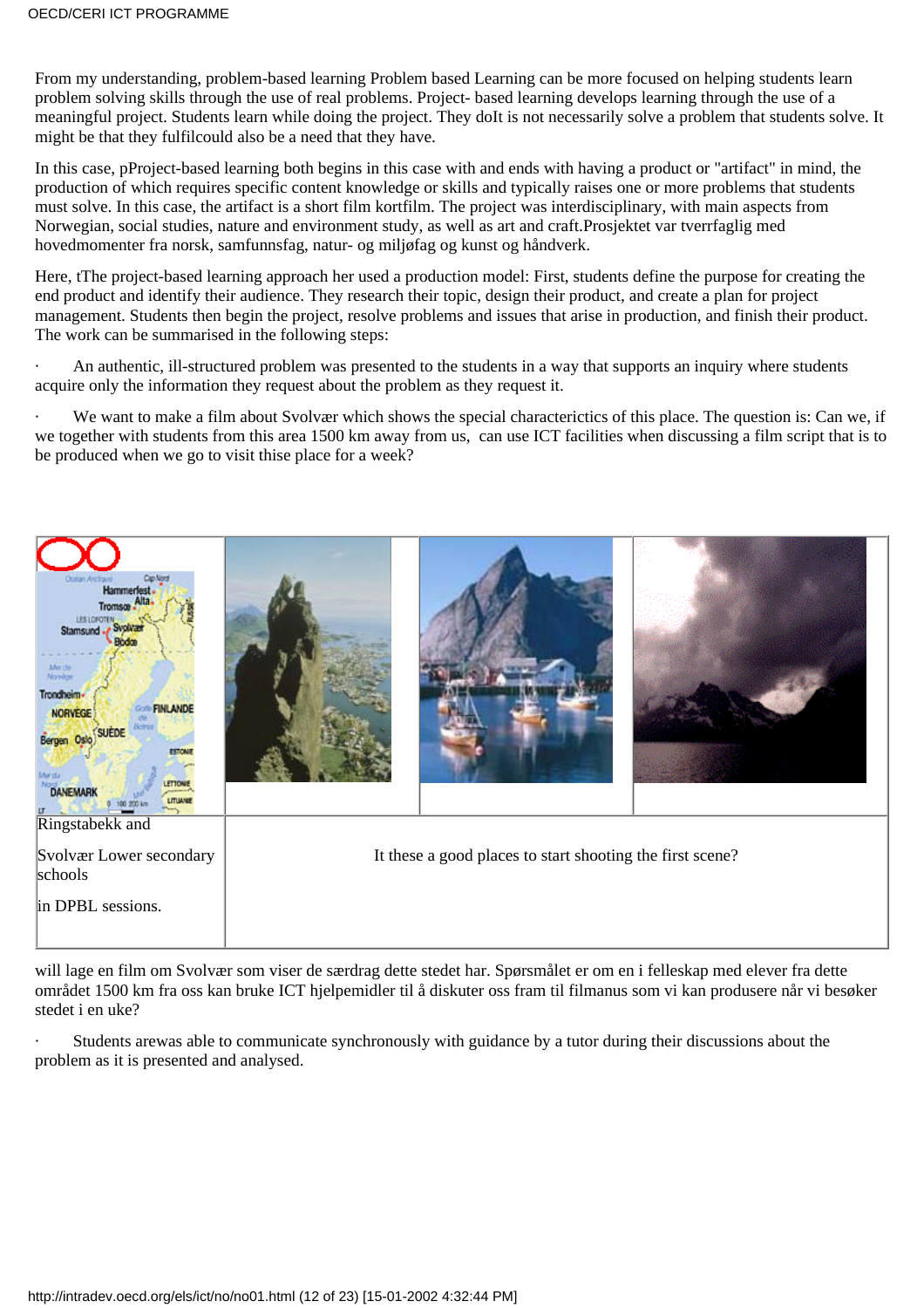From my understanding, problem-based learning Problem based Learning can be more focused on helping students learn problem solving skills through the use of real problems. Project- based learning develops learning through the use of a meaningful project. Students learn while doing the project. They doIt is not necessarily solve a problem that students solve. It might be that they fulfilcould also be a need that they have.

In this case, pProject-based learning both begins in this case with and ends with having a product or "artifact" in mind, the production of which requires specific content knowledge or skills and typically raises one or more problems that students must solve. In this case, the artifact is a short film kortfilm. The project was interdisciplinary, with main aspects from Norwegian, social studies, nature and environment study, as well as art and craft.Prosjektet var tverrfaglig med hovedmomenter fra norsk, samfunnsfag, natur- og miljøfag og kunst og håndverk.

Here, tThe project-based learning approach her used a production model: First, students define the purpose for creating the end product and identify their audience. They research their topic, design their product, and create a plan for project management. Students then begin the project, resolve problems and issues that arise in production, and finish their product. The work can be summarised in the following steps:

· An authentic, ill-structured problem was presented to the students in a way that supports an inquiry where students acquire only the information they request about the problem as they request it.

· We want to make a film about Svolvær which shows the special characterictics of this place. The question is: Can we, if we together with students from this area 1500 km away from us, can use ICT facilities when discussing a film script that is to be produced when we go to visit thise place for a week?

| | | | |
|---|---|---|---|
| | | | |
| Ringstabekk and<br><br>Svolvær Lower secondary schools<br><br>in DPBL sessions. | It these a good places to start shooting the first scene? | | |

will lage en film om Svolvær som viser de særdrag dette stedet har. Spørsmålet er om en i felleskap med elever fra dette området 1500 km fra oss kan bruke ICT hjelpemidler til å diskuter oss fram til filmanus som vi kan produsere når vi besøker stedet i en uke?

· Students arewas able to communicate synchronously with guidance by a tutor during their discussions about the problem as it is presented and analysed.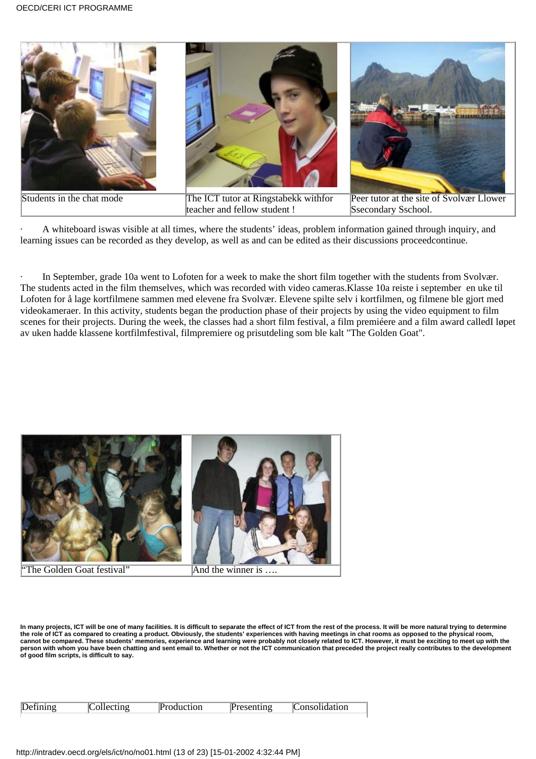| Students in the chat mode | The ICT tutor at Ringstabekk withfor teacher and fellow student ! | Peer tutor at the site of Svolvær Llower Ssecondary Sschool. |
|---|---|---|

· A whiteboard iswas visible at all times, where the students' ideas, problem information gained through inquiry, and learning issues can be recorded as they develop, as well as and can be edited as their discussions proceedcontinue.

· In September, grade 10a went to Lofoten for a week to make the short film together with the students from Svolvær. The students acted in the film themselves, which was recorded with video cameras.Klasse 10a reiste i september en uke til Lofoten for å lage kortfilmene sammen med elevene fra Svolvær. Elevene spilte selv i kortfilmen, og filmene ble gjort med videokameraer. In this activity, students began the production phase of their projects by using the video equipment to film scenes for their projects. During the week, the classes had a short film festival, a film premiéere and a film award calledI løpet av uken hadde klassene kortfilmfestival, filmpremiere og prisutdeling som ble kalt "The Golden Goat".

| "The Golden Goat festival" | And the winner is …. |
|---|---|

**In many projects, ICT will be one of many facilities. It is difficult to separate the effect of ICT from the rest of the process. It will be more natural trying to determine the role of ICT as compared to creating a product. Obviously, the students' experiences with having meetings in chat rooms as opposed to the physical room, cannot be compared. These students' memories, experience and learning were probably not closely related to ICT. However, it must be exciting to meet up with the person with whom you have been chatting and sent email to. Whether or not the ICT communication that preceded the project really contributes to the development of good film scripts, is difficult to say.**

| Defining | Collecting | Production | Presenting | Consolidation |
|---|---|---|---|---|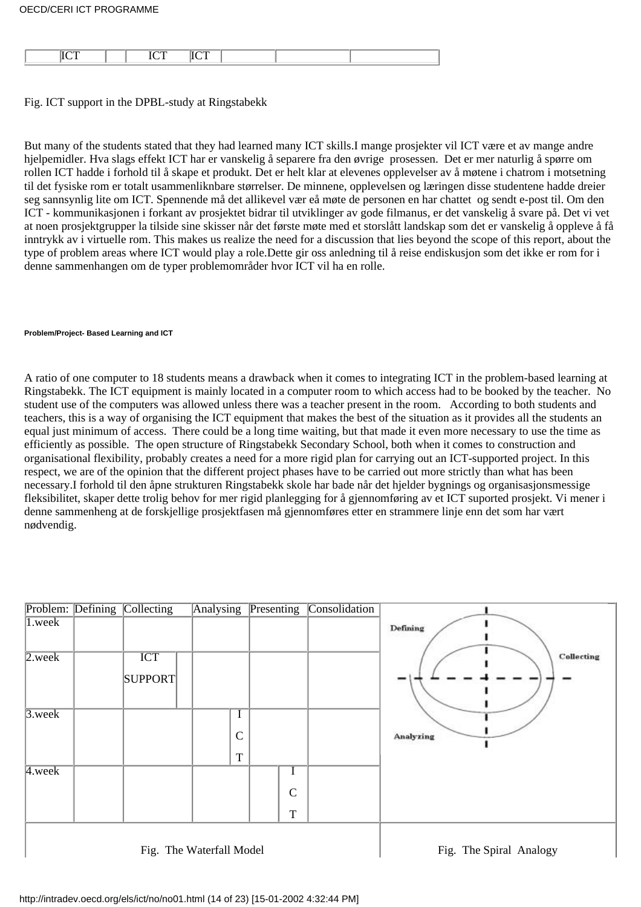| | ICT | | ICT | ICT | | | |
|---|---|---|---|---|---|---|---|

Fig. ICT support in the DPBL-study at Ringstabekk

But many of the students stated that they had learned many ICT skills.I mange prosjekter vil ICT være et av mange andre hjelpemidler. Hva slags effekt ICT har er vanskelig å separere fra den øvrige prosessen. Det er mer naturlig å spørre om rollen ICT hadde i forhold til å skape et produkt. Det er helt klar at elevenes opplevelser av å møtene i chatrom i motsetning til det fysiske rom er totalt usammenliknbare størrelser. De minnene, opplevelsen og læringen disse studentene hadde dreier seg sannsynlig lite om ICT. Spennende må det allikevel vær eå møte de personen en har chattet og sendt e-post til. Om den ICT - kommunikasjonen i forkant av prosjektet bidrar til utviklinger av gode filmanus, er det vanskelig å svare på. Det vi vet at noen prosjektgrupper la tilside sine skisser når det første møte med et storslått landskap som det er vanskelig å oppleve å få inntrykk av i virtuelle rom. This makes us realize the need for a discussion that lies beyond the scope of this report, about the type of problem areas where ICT would play a role.Dette gir oss anledning til å reise endiskusjon som det ikke er rom for i denne sammenhangen om de typer problemområder hvor ICT vil ha en rolle.

###### Problem/Project- Based Learning and ICT

A ratio of one computer to 18 students means a drawback when it comes to integrating ICT in the problem-based learning at Ringstabekk. The ICT equipment is mainly located in a computer room to which access had to be booked by the teacher. No student use of the computers was allowed unless there was a teacher present in the room. According to both students and teachers, this is a way of organising the ICT equipment that makes the best of the situation as it provides all the students an equal just minimum of access. There could be a long time waiting, but that made it even more necessary to use the time as efficiently as possible. The open structure of Ringstabekk Secondary School, both when it comes to construction and organisational flexibility, probably creates a need for a more rigid plan for carrying out an ICT-supported project. In this respect, we are of the opinion that the different project phases have to be carried out more strictly than what has been necessary.I forhold til den åpne strukturen Ringstabekk skole har bade når det hjelder bygnings og organisasjonsmessige fleksibilitet, skaper dette trolig behov for mer rigid planlegging for å gjennomføring av et ICT suported prosjekt. Vi mener i denne sammenheng at de forskjellige prosjektfasen må gjennomføres etter en strammere linje enn det som har vært nødvendig.

| Problem: | Defining | Collecting | Analysing | Presenting | Consolidation |
|---|---|---|---|---|---|
| 1.week | | | | | |
| 2.week | | ICT SUPPORT | | | |
| 3.week | | | ICT | | |
| 4.week | | | | ICT | |

Fig. The Waterfall Model

Defining

Collecting

Analyzing

Fig. The Spiral Analogy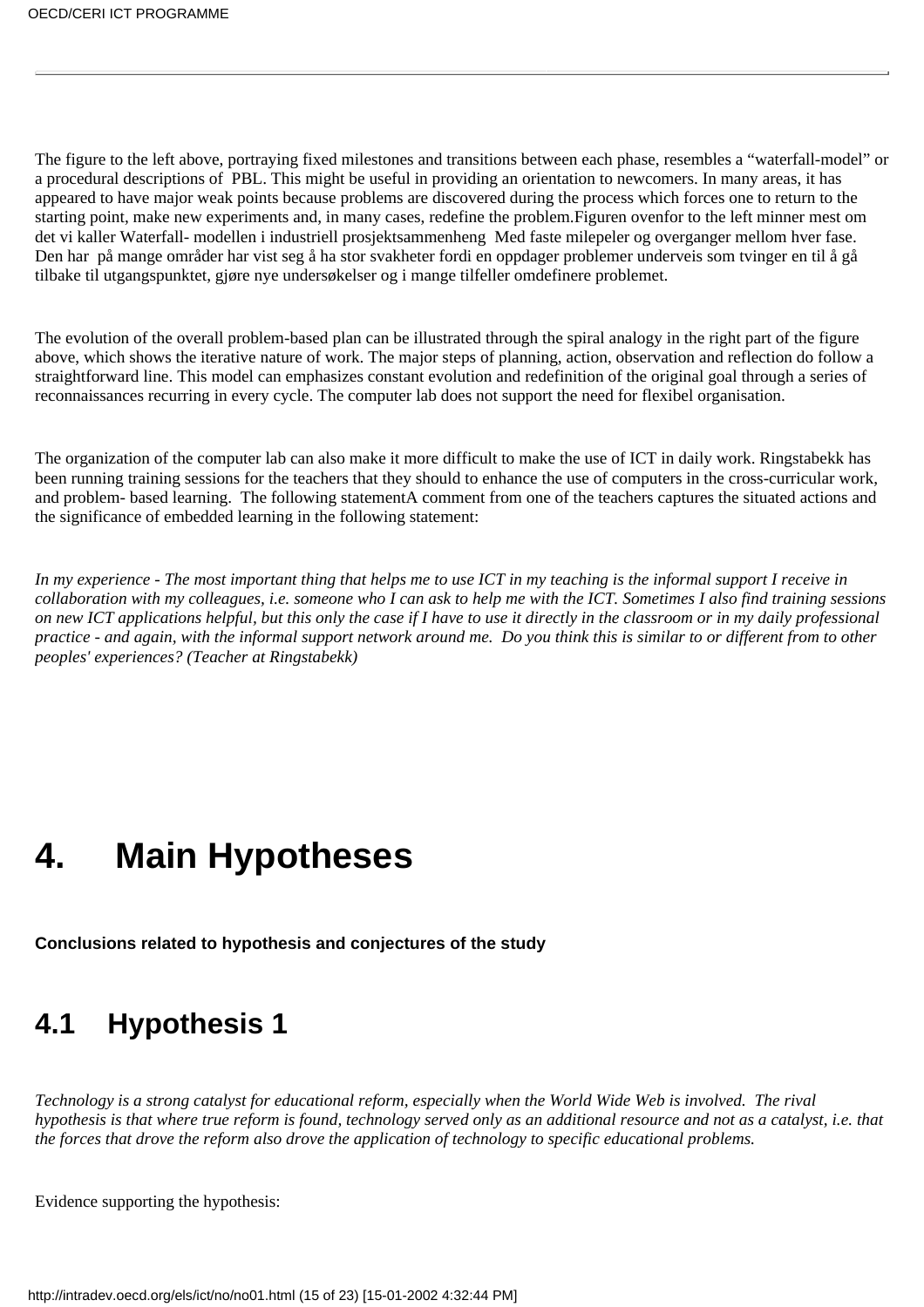The figure to the left above, portraying fixed milestones and transitions between each phase, resembles a "waterfall-model" or a procedural descriptions of PBL. This might be useful in providing an orientation to newcomers. In many areas, it has appeared to have major weak points because problems are discovered during the process which forces one to return to the starting point, make new experiments and, in many cases, redefine the problem.Figuren ovenfor to the left minner mest om det vi kaller Waterfall- modellen i industriell prosjektsammenheng Med faste milepeler og overganger mellom hver fase. Den har på mange områder har vist seg å ha stor svakheter fordi en oppdager problemer underveis som tvinger en til å gå tilbake til utgangspunktet, gjøre nye undersøkelser og i mange tilfeller omdefinere problemet.

The evolution of the overall problem-based plan can be illustrated through the spiral analogy in the right part of the figure above, which shows the iterative nature of work. The major steps of planning, action, observation and reflection do follow a straightforward line. This model can emphasizes constant evolution and redefinition of the original goal through a series of reconnaissances recurring in every cycle. The computer lab does not support the need for flexibel organisation.

The organization of the computer lab can also make it more difficult to make the use of ICT in daily work. Ringstabekk has been running training sessions for the teachers that they should to enhance the use of computers in the cross-curricular work, and problem- based learning. The following statementA comment from one of the teachers captures the situated actions and the significance of embedded learning in the following statement:

*In my experience - The most important thing that helps me to use ICT in my teaching is the informal support I receive in collaboration with my colleagues, i.e. someone who I can ask to help me with the ICT. Sometimes I also find training sessions on new ICT applications helpful, but this only the case if I have to use it directly in the classroom or in my daily professional practice - and again, with the informal support network around me. Do you think this is similar to or different from to other peoples' experiences? (Teacher at Ringstabekk)*

# 4. Main Hypotheses

**Conclusions related to hypothesis and conjectures of the study**

## 4.1 Hypothesis 1

*Technology is a strong catalyst for educational reform, especially when the World Wide Web is involved. The rival hypothesis is that where true reform is found, technology served only as an additional resource and not as a catalyst, i.e. that the forces that drove the reform also drove the application of technology to specific educational problems.*

Evidence supporting the hypothesis: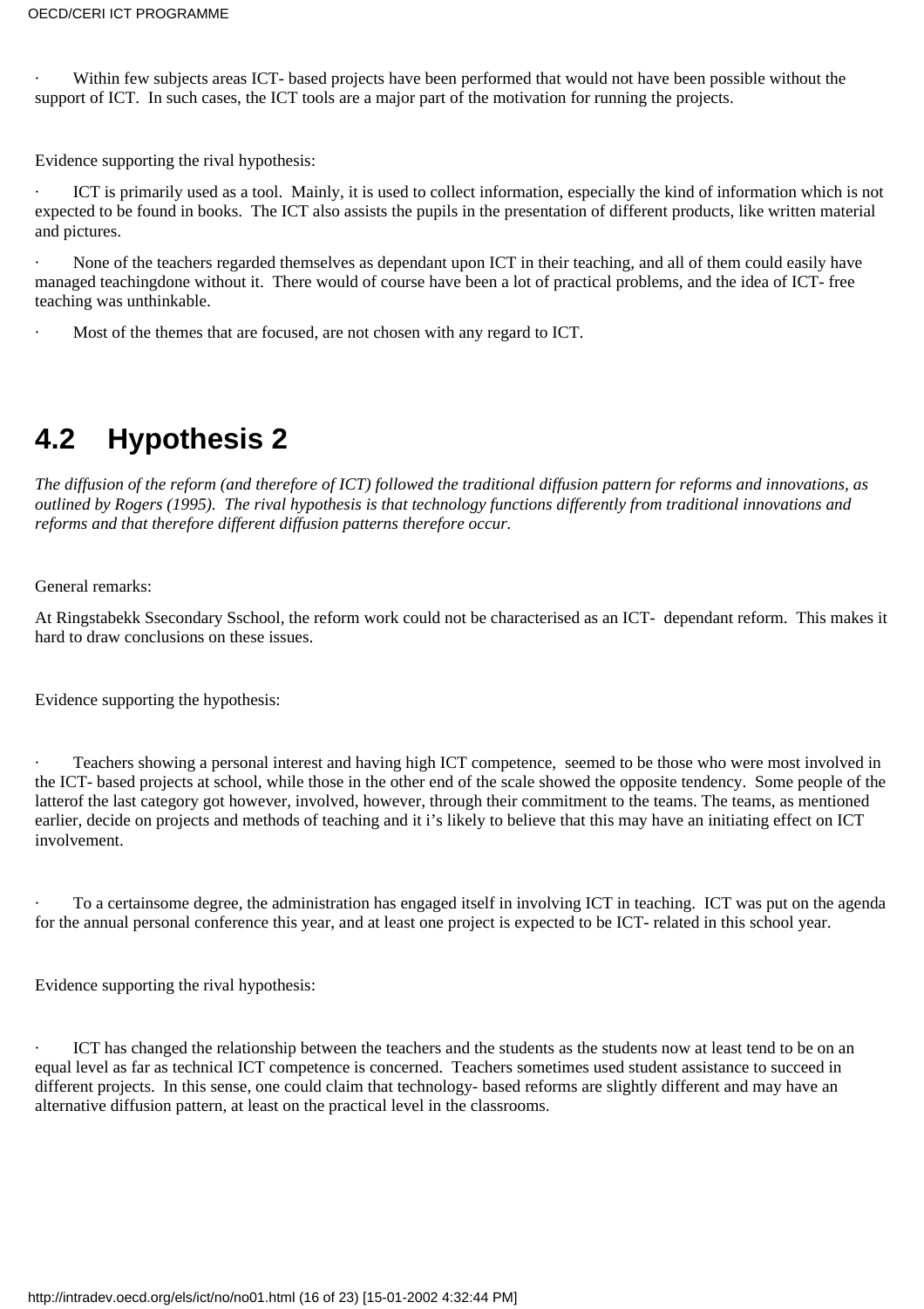- Within few subjects areas ICT- based projects have been performed that would not have been possible without the support of ICT. In such cases, the ICT tools are a major part of the motivation for running the projects.

Evidence supporting the rival hypothesis:

- ICT is primarily used as a tool. Mainly, it is used to collect information, especially the kind of information which is not expected to be found in books. The ICT also assists the pupils in the presentation of different products, like written material and pictures.
- None of the teachers regarded themselves as dependant upon ICT in their teaching, and all of them could easily have managed teachingdone without it. There would of course have been a lot of practical problems, and the idea of ICT- free teaching was unthinkable.
- Most of the themes that are focused, are not chosen with any regard to ICT.

## 4.2 Hypothesis 2

*The diffusion of the reform (and therefore of ICT) followed the traditional diffusion pattern for reforms and innovations, as outlined by Rogers (1995). The rival hypothesis is that technology functions differently from traditional innovations and reforms and that therefore different diffusion patterns therefore occur.*

General remarks:

At Ringstabekk Ssecondary Sschool, the reform work could not be characterised as an ICT- dependant reform. This makes it hard to draw conclusions on these issues.

Evidence supporting the hypothesis:

- Teachers showing a personal interest and having high ICT competence, seemed to be those who were most involved in the ICT- based projects at school, while those in the other end of the scale showed the opposite tendency. Some people of the latterof the last category got however, involved, however, through their commitment to the teams. The teams, as mentioned earlier, decide on projects and methods of teaching and it i's likely to believe that this may have an initiating effect on ICT involvement.

- To a certainsome degree, the administration has engaged itself in involving ICT in teaching. ICT was put on the agenda for the annual personal conference this year, and at least one project is expected to be ICT- related in this school year.

Evidence supporting the rival hypothesis:

- ICT has changed the relationship between the teachers and the students as the students now at least tend to be on an equal level as far as technical ICT competence is concerned. Teachers sometimes used student assistance to succeed in different projects. In this sense, one could claim that technology- based reforms are slightly different and may have an alternative diffusion pattern, at least on the practical level in the classrooms.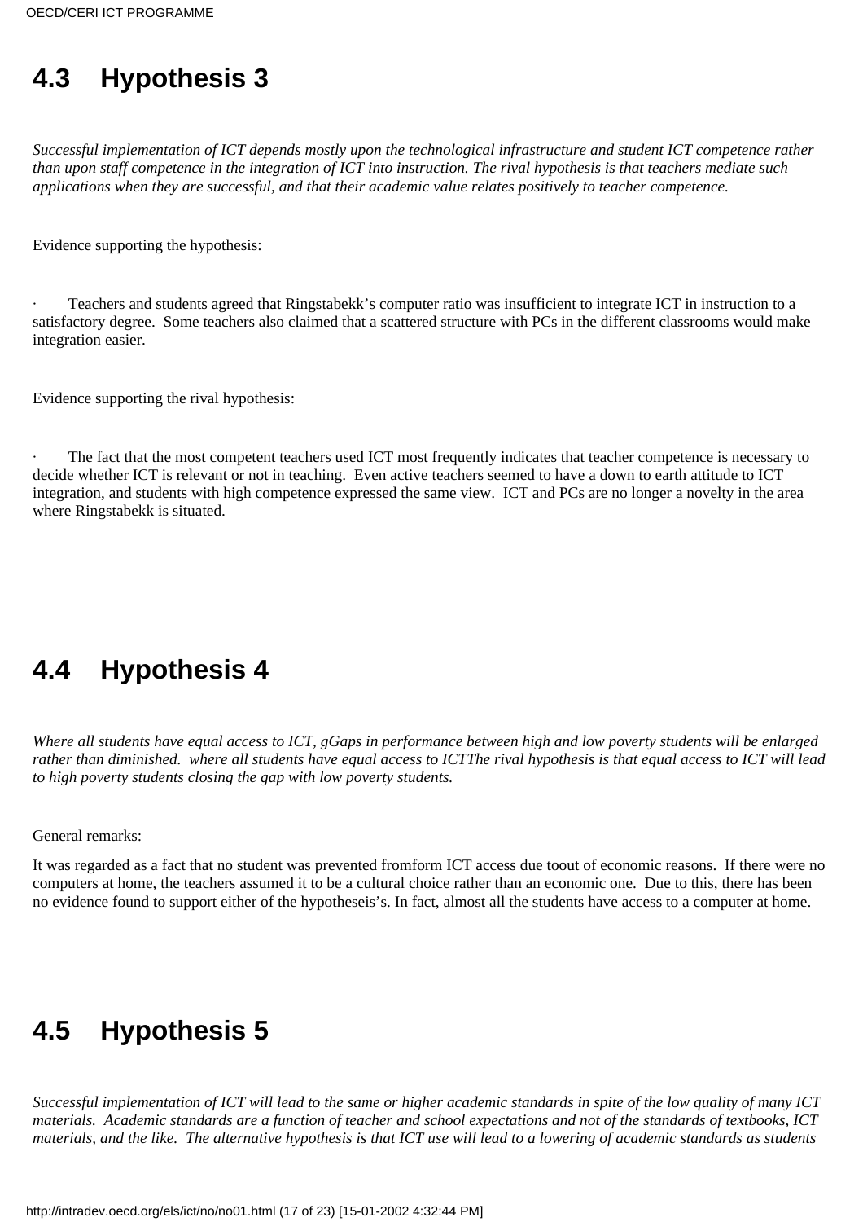## 4.3 Hypothesis 3

*Successful implementation of ICT depends mostly upon the technological infrastructure and student ICT competence rather than upon staff competence in the integration of ICT into instruction. The rival hypothesis is that teachers mediate such applications when they are successful, and that their academic value relates positively to teacher competence.*

Evidence supporting the hypothesis:

- Teachers and students agreed that Ringstabekk's computer ratio was insufficient to integrate ICT in instruction to a satisfactory degree. Some teachers also claimed that a scattered structure with PCs in the different classrooms would make integration easier.

Evidence supporting the rival hypothesis:

- The fact that the most competent teachers used ICT most frequently indicates that teacher competence is necessary to decide whether ICT is relevant or not in teaching. Even active teachers seemed to have a down to earth attitude to ICT integration, and students with high competence expressed the same view. ICT and PCs are no longer a novelty in the area where Ringstabekk is situated.

## 4.4 Hypothesis 4

*Where all students have equal access to ICT, gGaps in performance between high and low poverty students will be enlarged rather than diminished. where all students have equal access to ICTThe rival hypothesis is that equal access to ICT will lead to high poverty students closing the gap with low poverty students.*

General remarks:

It was regarded as a fact that no student was prevented fromform ICT access due toout of economic reasons. If there were no computers at home, the teachers assumed it to be a cultural choice rather than an economic one. Due to this, there has been no evidence found to support either of the hypotheseis's. In fact, almost all the students have access to a computer at home.

## 4.5 Hypothesis 5

*Successful implementation of ICT will lead to the same or higher academic standards in spite of the low quality of many ICT materials. Academic standards are a function of teacher and school expectations and not of the standards of textbooks, ICT materials, and the like. The alternative hypothesis is that ICT use will lead to a lowering of academic standards as students*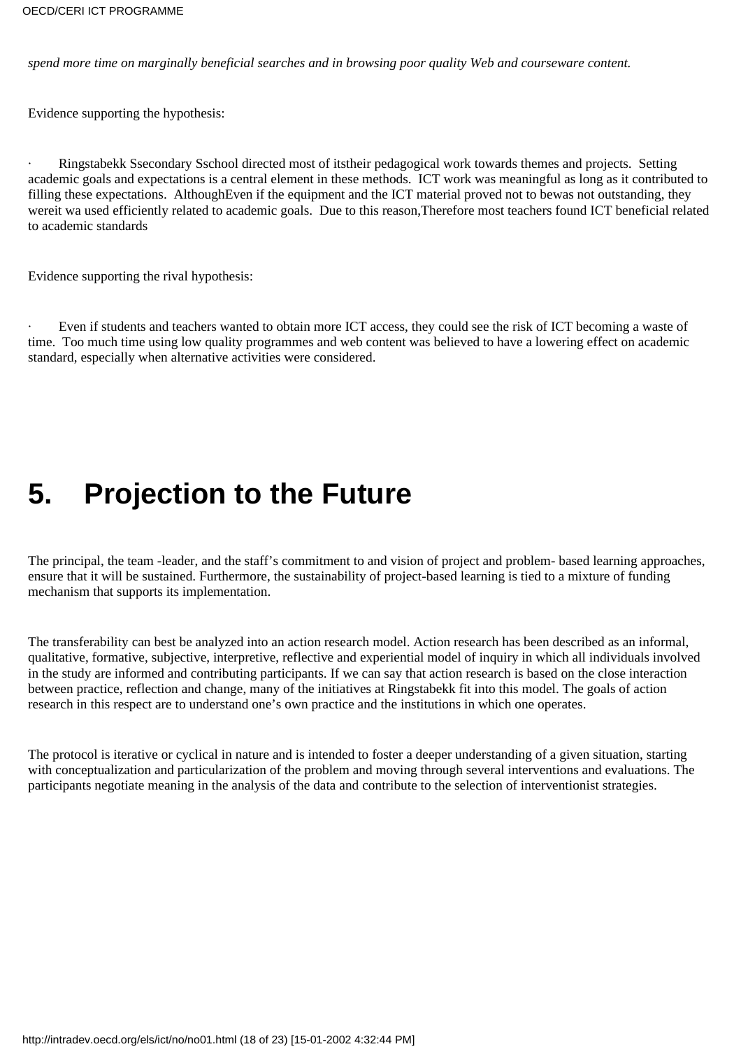*spend more time on marginally beneficial searches and in browsing poor quality Web and courseware content.*

Evidence supporting the hypothesis:

- Ringstabekk Ssecondary Sschool directed most of itstheir pedagogical work towards themes and projects. Setting academic goals and expectations is a central element in these methods. ICT work was meaningful as long as it contributed to filling these expectations. AlthoughEven if the equipment and the ICT material proved not to bewas not outstanding, they wereit wa used efficiently related to academic goals. Due to this reason,Therefore most teachers found ICT beneficial related to academic standards

Evidence supporting the rival hypothesis:

- Even if students and teachers wanted to obtain more ICT access, they could see the risk of ICT becoming a waste of time. Too much time using low quality programmes and web content was believed to have a lowering effect on academic standard, especially when alternative activities were considered.

# 5. Projection to the Future

The principal, the team -leader, and the staff's commitment to and vision of project and problem- based learning approaches, ensure that it will be sustained. Furthermore, the sustainability of project-based learning is tied to a mixture of funding mechanism that supports its implementation.

The transferability can best be analyzed into an action research model. Action research has been described as an informal, qualitative, formative, subjective, interpretive, reflective and experiential model of inquiry in which all individuals involved in the study are informed and contributing participants. If we can say that action research is based on the close interaction between practice, reflection and change, many of the initiatives at Ringstabekk fit into this model. The goals of action research in this respect are to understand one's own practice and the institutions in which one operates.

The protocol is iterative or cyclical in nature and is intended to foster a deeper understanding of a given situation, starting with conceptualization and particularization of the problem and moving through several interventions and evaluations. The participants negotiate meaning in the analysis of the data and contribute to the selection of interventionist strategies.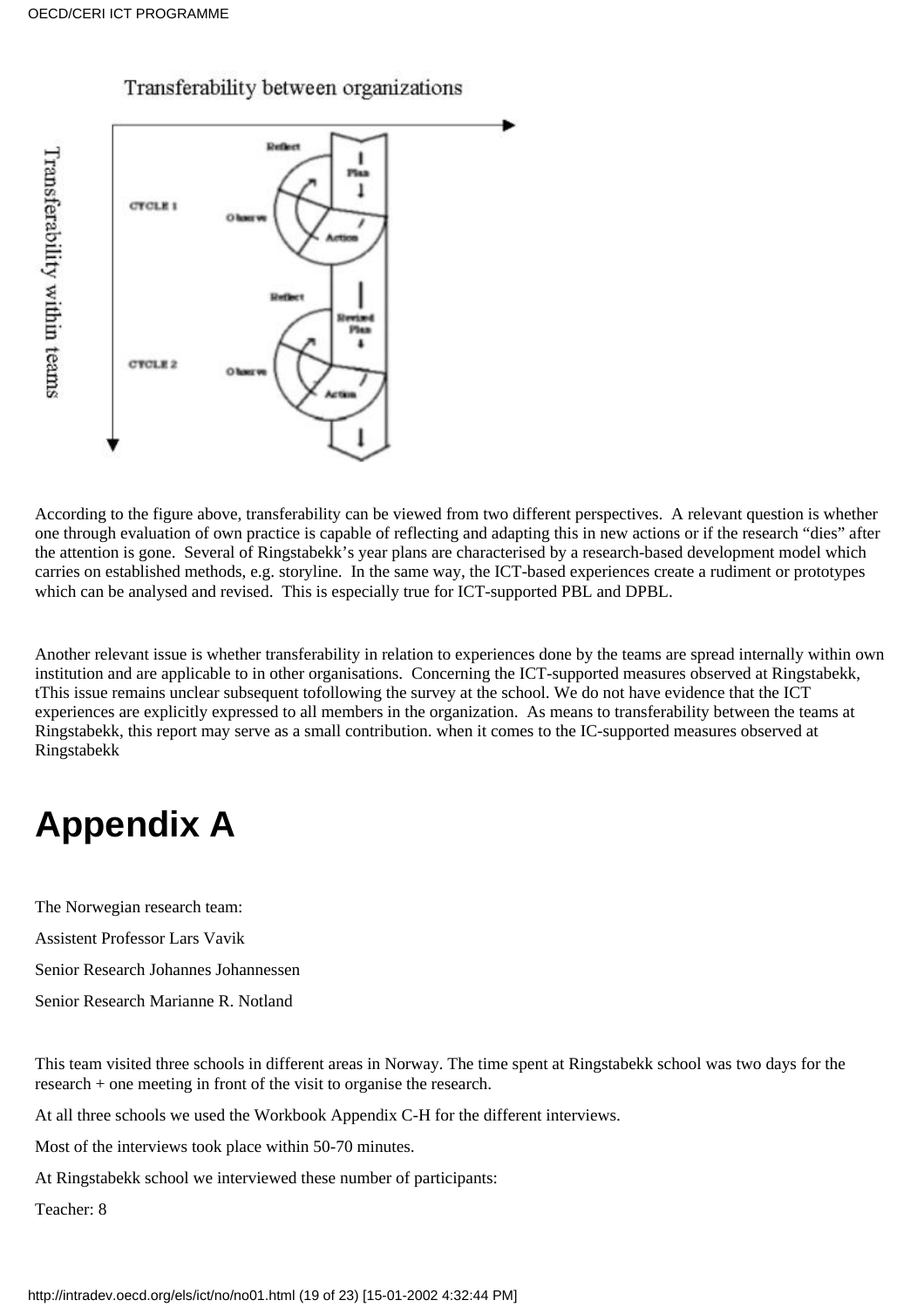Transferability between organizations

Transferability within teams

CYCLE 1

CYCLE 2

According to the figure above, transferability can be viewed from two different perspectives. A relevant question is whether one through evaluation of own practice is capable of reflecting and adapting this in new actions or if the research “dies” after the attention is gone. Several of Ringstabekk’s year plans are characterised by a research-based development model which carries on established methods, e.g. storyline. In the same way, the ICT-based experiences create a rudiment or prototypes which can be analysed and revised. This is especially true for ICT-supported PBL and DPBL.

Another relevant issue is whether transferability in relation to experiences done by the teams are spread internally within own institution and are applicable to in other organisations. Concerning the ICT-supported measures observed at Ringstabekk, tThis issue remains unclear subsequent tofollowing the survey at the school. We do not have evidence that the ICT experiences are explicitly expressed to all members in the organization. As means to transferability between the teams at Ringstabekk, this report may serve as a small contribution. when it comes to the IC-supported measures observed at Ringstabekk

# Appendix A

The Norwegian research team:

Assistent Professor Lars Vavik

Senior Research Johannes Johannessen

Senior Research Marianne R. Notland

This team visited three schools in different areas in Norway. The time spent at Ringstabekk school was two days for the research + one meeting in front of the visit to organise the research.

At all three schools we used the Workbook Appendix C-H for the different interviews.

Most of the interviews took place within 50-70 minutes.

At Ringstabekk school we interviewed these number of participants:

Teacher: 8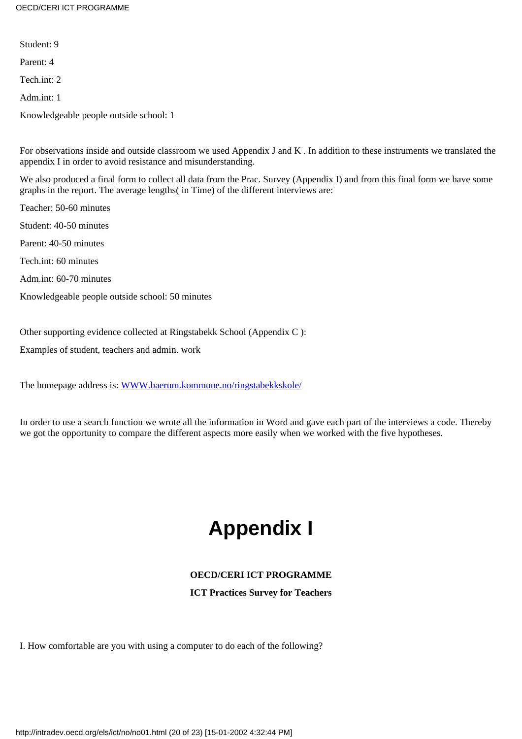Student: 9

Parent: 4

Tech.int: 2

Adm.int: 1

Knowledgeable people outside school: 1

For observations inside and outside classroom we used Appendix J and K . In addition to these instruments we translated the appendix I in order to avoid resistance and misunderstanding.

We also produced a final form to collect all data from the Prac. Survey (Appendix I) and from this final form we have some graphs in the report. The average lengths( in Time) of the different interviews are:

Teacher: 50-60 minutes

Student: 40-50 minutes

Parent: 40-50 minutes

Tech.int: 60 minutes

Adm.int: 60-70 minutes

Knowledgeable people outside school: 50 minutes

Other supporting evidence collected at Ringstabekk School (Appendix C ):

Examples of student, teachers and admin. work

The homepage address is: [WWW.baerum.kommune.no/ringstabekkskole/](WWW.baerum.kommune.no/ringstabekkskole/)

In order to use a search function we wrote all the information in Word and gave each part of the interviews a code. Thereby we got the opportunity to compare the different aspects more easily when we worked with the five hypotheses.

# Appendix I

**OECD/CERI ICT PROGRAMME**

**ICT Practices Survey for Teachers**

I. How comfortable are you with using a computer to do each of the following?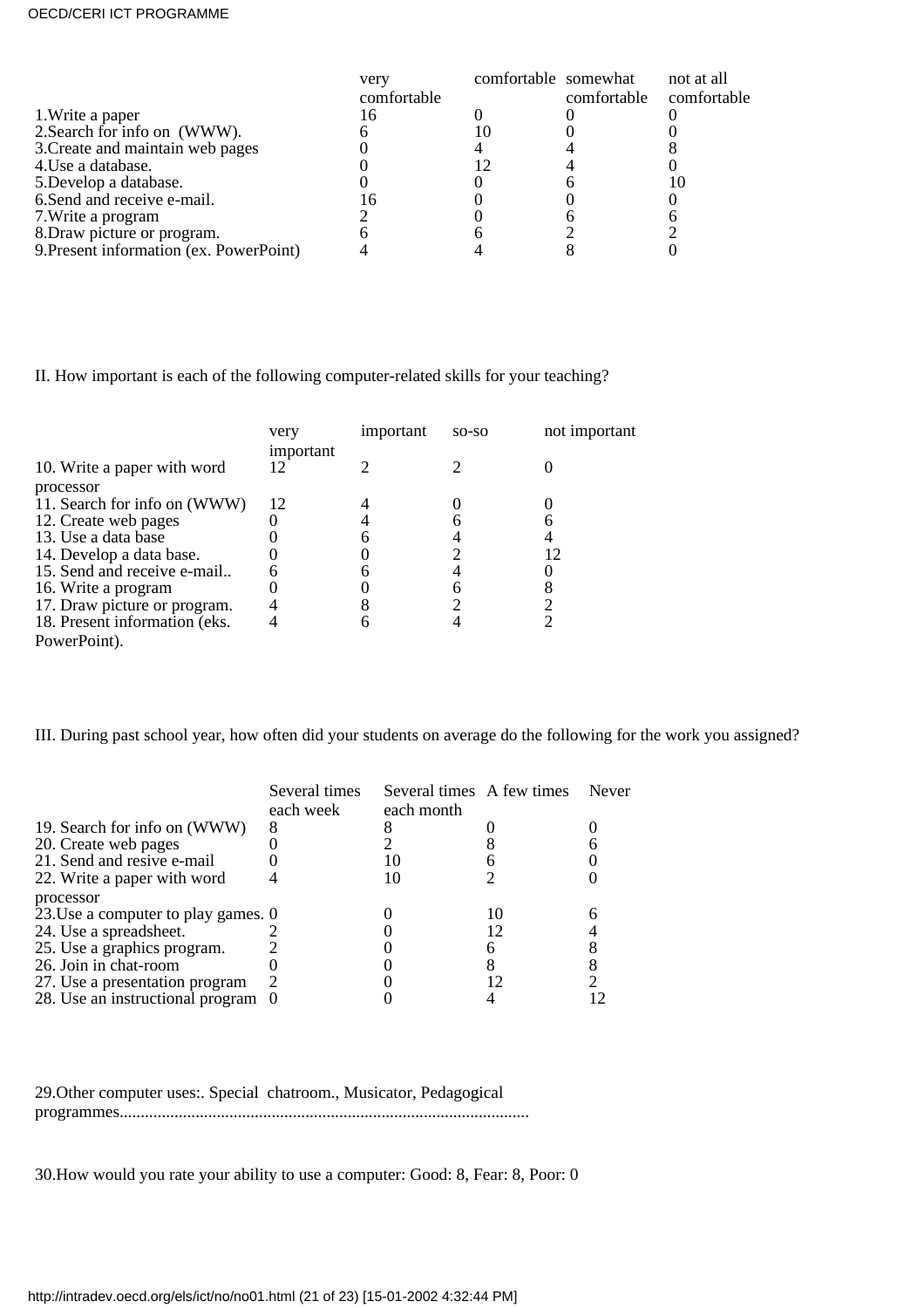| | very comfortable | comfortable | somewhat comfortable | not at all comfortable |
|---|---|---|---|---|
| 1.Write a paper | 16 | 0 | 0 | 0 |
| 2.Search for info on (WWW). | 6 | 10 | 0 | 0 |
| 3.Create and maintain web pages | 0 | 4 | 4 | 8 |
| 4.Use a database. | 0 | 12 | 4 | 0 |
| 5.Develop a database. | 0 | 0 | 6 | 10 |
| 6.Send and receive e-mail. | 16 | 0 | 0 | 0 |
| 7.Write a program | 2 | 0 | 6 | 6 |
| 8.Draw picture or program. | 6 | 6 | 2 | 2 |
| 9.Present information (ex. PowerPoint) | 4 | 4 | 8 | 0 |

II. How important is each of the following computer-related skills for your teaching?

| | very important | important | so-so | not important |
|---|---|---|---|---|
| 10. Write a paper with word processor | 12 | 2 | 2 | 0 |
| 11. Search for info on (WWW) | 12 | 4 | 0 | 0 |
| 12. Create web pages | 0 | 4 | 6 | 6 |
| 13. Use a data base | 0 | 6 | 4 | 4 |
| 14. Develop a data base. | 0 | 0 | 2 | 12 |
| 15. Send and receive e-mail.. | 6 | 6 | 4 | 0 |
| 16. Write a program | 0 | 0 | 6 | 8 |
| 17. Draw picture or program. | 4 | 8 | 2 | 2 |
| 18. Present information (eks. PowerPoint). | 4 | 6 | 4 | 2 |

III. During past school year, how often did your students on average do the following for the work you assigned?

| | Several times each week | Several times each month | A few times | Never |
|---|---|---|---|---|
| 19. Search for info on (WWW) | 8 | 8 | 0 | 0 |
| 20. Create web pages | 0 | 2 | 8 | 6 |
| 21. Send and resive e-mail | 0 | 10 | 6 | 0 |
| 22. Write a paper with word processor | 4 | 10 | 2 | 0 |
| 23.Use a computer to play games. | 0 | 0 | 10 | 6 |
| 24. Use a spreadsheet. | 2 | 0 | 12 | 4 |
| 25. Use a graphics program. | 2 | 0 | 6 | 8 |
| 26. Join in chat-room | 0 | 0 | 8 | 8 |
| 27. Use a presentation program | 2 | 0 | 12 | 2 |
| 28. Use an instructional program | 0 | 0 | 4 | 12 |

29.Other computer uses:. Special chatroom., Musicator, Pedagogical programmes................................................................................................

30.How would you rate your ability to use a computer: Good: 8, Fear: 8, Poor: 0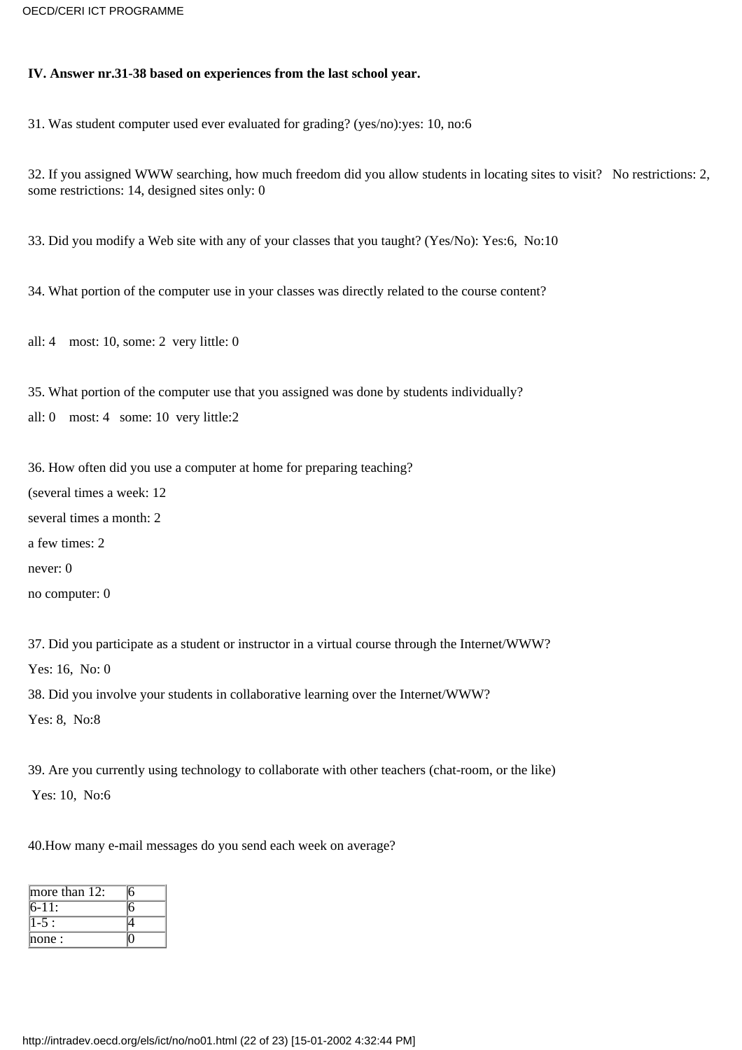**IV. Answer nr.31-38 based on experiences from the last school year.**

31. Was student computer used ever evaluated for grading? (yes/no):yes: 10, no:6

32. If you assigned WWW searching, how much freedom did you allow students in locating sites to visit? No restrictions: 2, some restrictions: 14, designed sites only: 0

33. Did you modify a Web site with any of your classes that you taught? (Yes/No): Yes:6, No:10

34. What portion of the computer use in your classes was directly related to the course content?

all: 4 most: 10, some: 2 very little: 0

35. What portion of the computer use that you assigned was done by students individually?

all: 0 most: 4 some: 10 very little:2

36. How often did you use a computer at home for preparing teaching?

(several times a week: 12

several times a month: 2

a few times: 2

never: 0

no computer: 0

37. Did you participate as a student or instructor in a virtual course through the Internet/WWW?

Yes: 16, No: 0

38. Did you involve your students in collaborative learning over the Internet/WWW?

Yes: 8, No:8

39. Are you currently using technology to collaborate with other teachers (chat-room, or the like)

Yes: 10, No:6

40.How many e-mail messages do you send each week on average?

| | |
|---|---|
| more than 12: | 6 |
| 6-11: | 6 |
| 1-5 : | 4 |
| none : | 0 |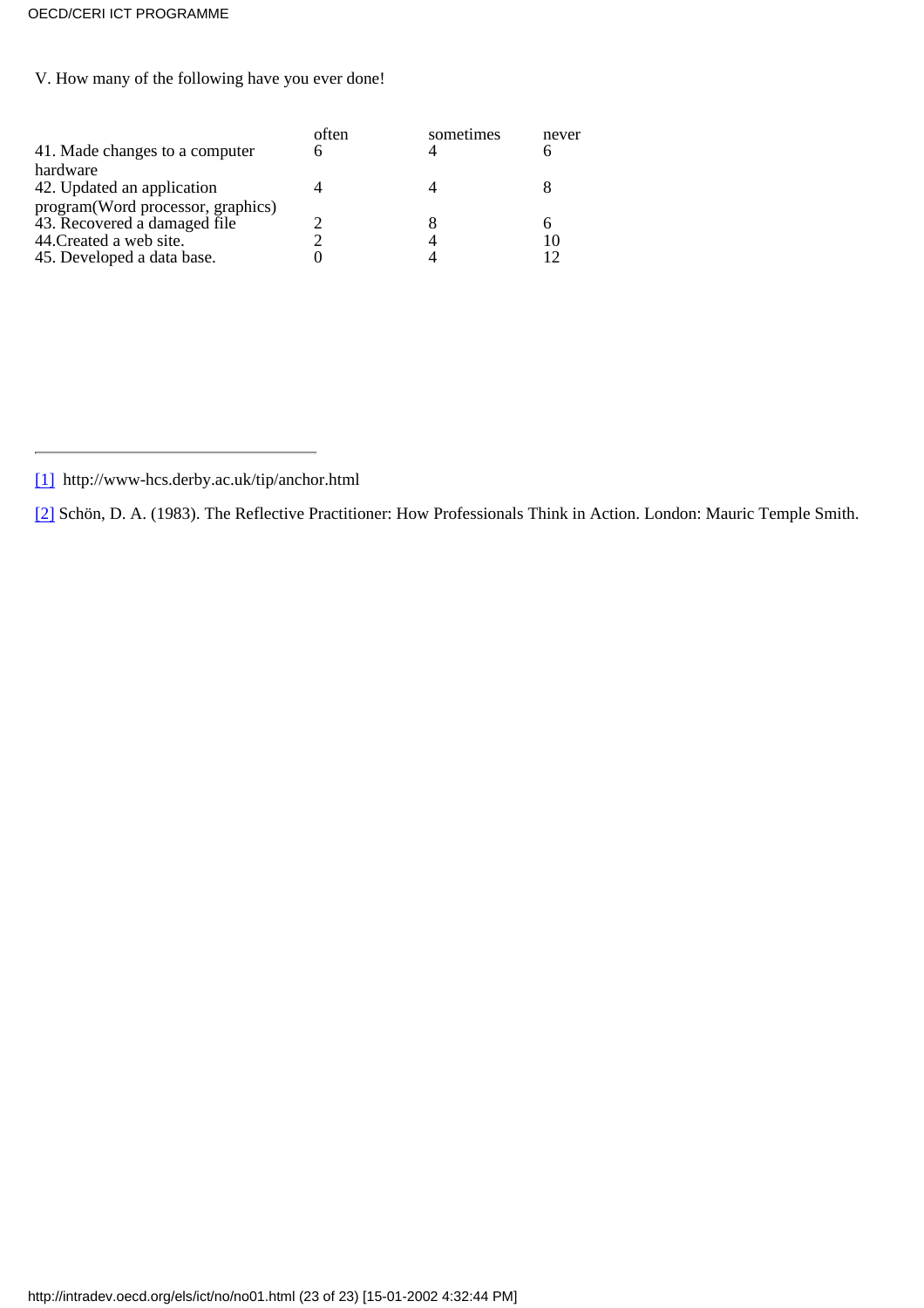V. How many of the following have you ever done!

| | often | sometimes | never |
|---|---|---|---|
| 41. Made changes to a computer hardware | 6 | 4 | 6 |
| 42. Updated an application program(Word processor, graphics) | 4 | 4 | 8 |
| 43. Recovered a damaged file | 2 | 8 | 6 |
| 44.Created a web site. | 2 | 4 | 10 |
| 45. Developed a data base. | 0 | 4 | 12 |

---

[1] http://www-hcs.derby.ac.uk/tip/anchor.html

[2] Schön, D. A. (1983). The Reflective Practitioner: How Professionals Think in Action. London: Mauric Temple Smith.